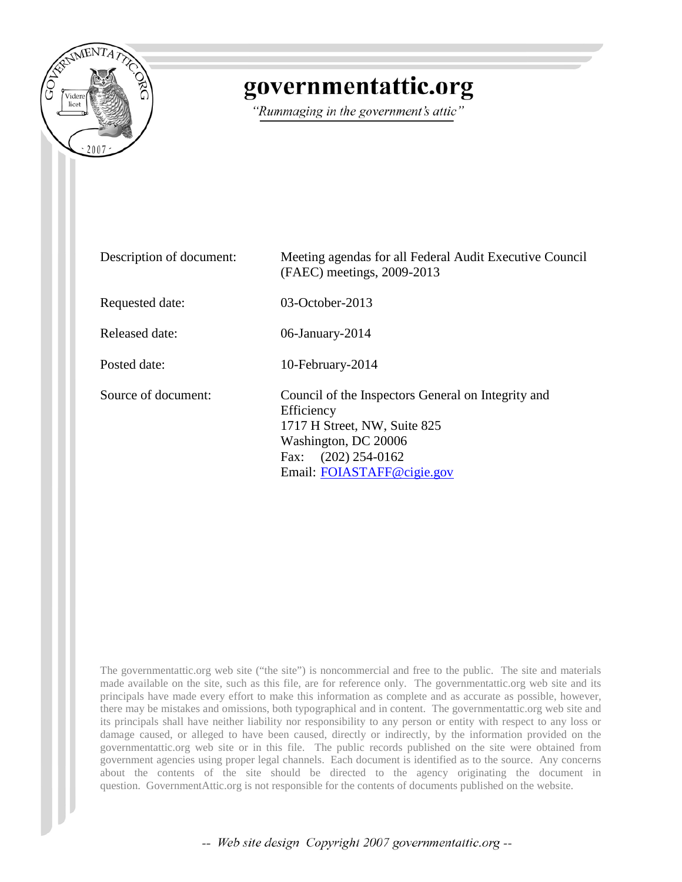# governmentattic.org

*"Rummaging in the government's attic"*

| | |
|---|---|
| Description of document: | Meeting agendas for all Federal Audit Executive Council (FAEC) meetings, 2009-2013 |
| Requested date: | 03-October-2013 |
| Released date: | 06-January-2014 |
| Posted date: | 10-February-2014 |
| Source of document: | Council of the Inspectors General on Integrity and Efficiency<br>1717 H Street, NW, Suite 825<br>Washington, DC 20006<br>Fax: (202) 254-0162<br>Email: FOIASTAFF@cigie.gov |

The governmentattic.org web site ("the site") is noncommercial and free to the public. The site and materials made available on the site, such as this file, are for reference only. The governmentattic.org web site and its principals have made every effort to make this information as complete and as accurate as possible, however, there may be mistakes and omissions, both typographical and in content. The governmentattic.org web site and its principals shall have neither liability nor responsibility to any person or entity with respect to any loss or damage caused, or alleged to have been caused, directly or indirectly, by the information provided on the governmentattic.org web site or in this file. The public records published on the site were obtained from government agencies using proper legal channels. Each document is identified as to the source. Any concerns about the contents of the site should be directed to the agency originating the document in question. GovernmentAttic.org is not responsible for the contents of documents published on the website.

*-- Web site design Copyright 2007 governmentattic.org --*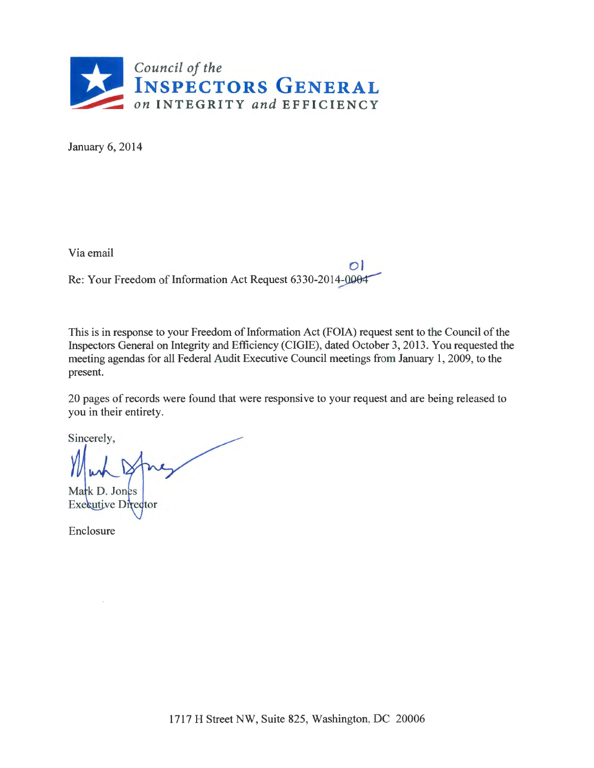**Council of the**
**INSPECTORS GENERAL**
**on INTEGRITY and EFFICIENCY**

January 6, 2014

Via email

Re: Your Freedom of Information Act Request 6330-2014-~~0004~~ 01

This is in response to your Freedom of Information Act (FOIA) request sent to the Council of the Inspectors General on Integrity and Efficiency (CIGIE), dated October 3, 2013. You requested the meeting agendas for all Federal Audit Executive Council meetings from January 1, 2009, to the present.

20 pages of records were found that were responsive to your request and are being released to you in their entirety.

Sincerely,

Mark D. Jones
Executive Director

Enclosure

1717 H Street NW, Suite 825, Washington, DC 20006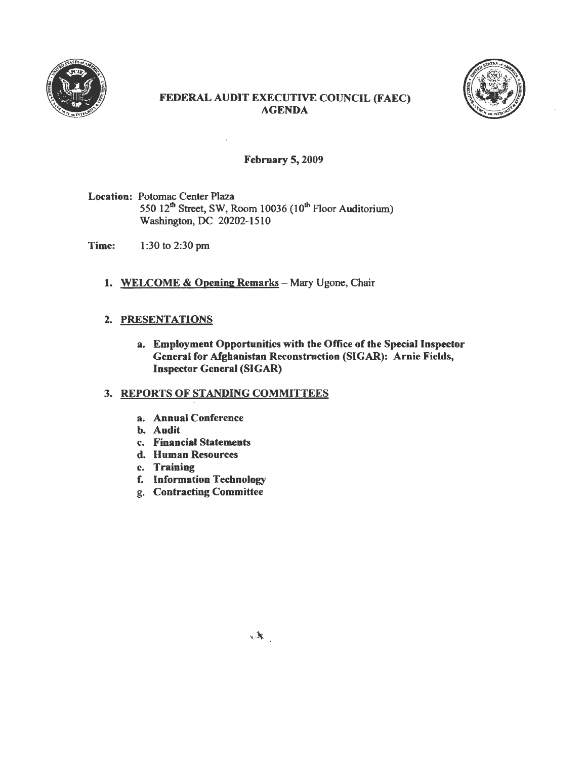# FEDERAL AUDIT EXECUTIVE COUNCIL (FAEC) AGENDA

**February 5, 2009**

**Location:** Potomac Center Plaza
550 12th Street, SW, Room 10036 (10th Floor Auditorium)
Washington, DC 20202-1510

**Time:** 1:30 to 2:30 pm

1. **WELCOME & Opening Remarks** – Mary Ugone, Chair

2. **PRESENTATIONS**

   a. **Employment Opportunities with the Office of the Special Inspector General for Afghanistan Reconstruction (SIGAR): Arnie Fields, Inspector General (SIGAR)**

3. **REPORTS OF STANDING COMMITTEES**

   a. **Annual Conference**
   b. **Audit**
   c. **Financial Statements**
   d. **Human Resources**
   e. **Training**
   f. **Information Technology**
   g. **Contracting Committee**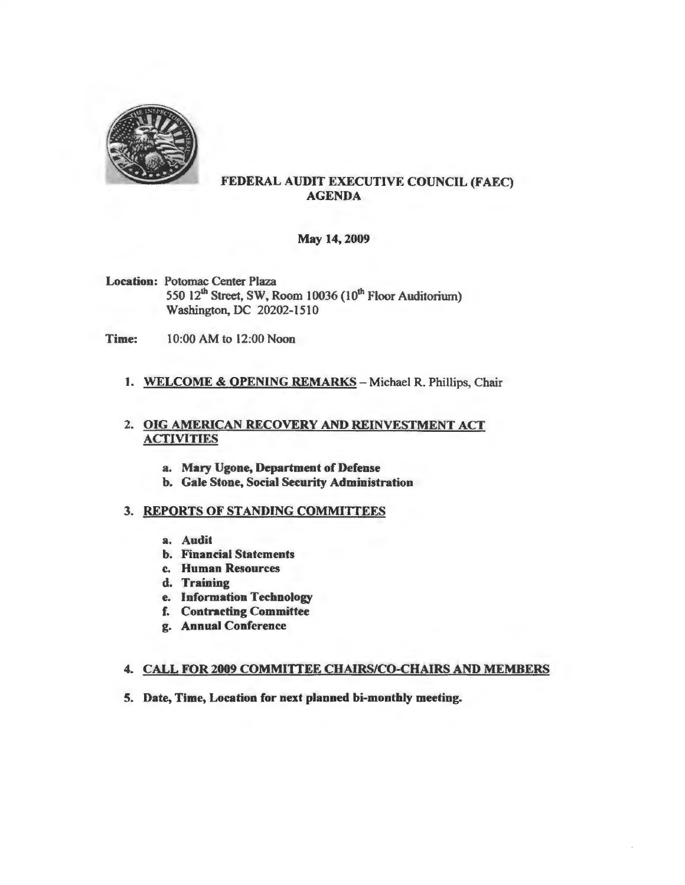# FEDERAL AUDIT EXECUTIVE COUNCIL (FAEC)
## AGENDA

**May 14, 2009**

**Location:** Potomac Center Plaza
550 12th Street, SW, Room 10036 (10th Floor Auditorium)
Washington, DC 20202-1510

**Time:** 10:00 AM to 12:00 Noon

1. **WELCOME & OPENING REMARKS** – Michael R. Phillips, Chair

2. **OIG AMERICAN RECOVERY AND REINVESTMENT ACT ACTIVITIES**
   - a. **Mary Ugone, Department of Defense**
   - b. **Gale Stone, Social Security Administration**

3. **REPORTS OF STANDING COMMITTEES**
   - a. **Audit**
   - b. **Financial Statements**
   - c. **Human Resources**
   - d. **Training**
   - e. **Information Technology**
   - f. **Contracting Committee**
   - g. **Annual Conference**

4. **CALL FOR 2009 COMMITTEE CHAIRS/CO-CHAIRS AND MEMBERS**

5. **Date, Time, Location for next planned bi-monthly meeting.**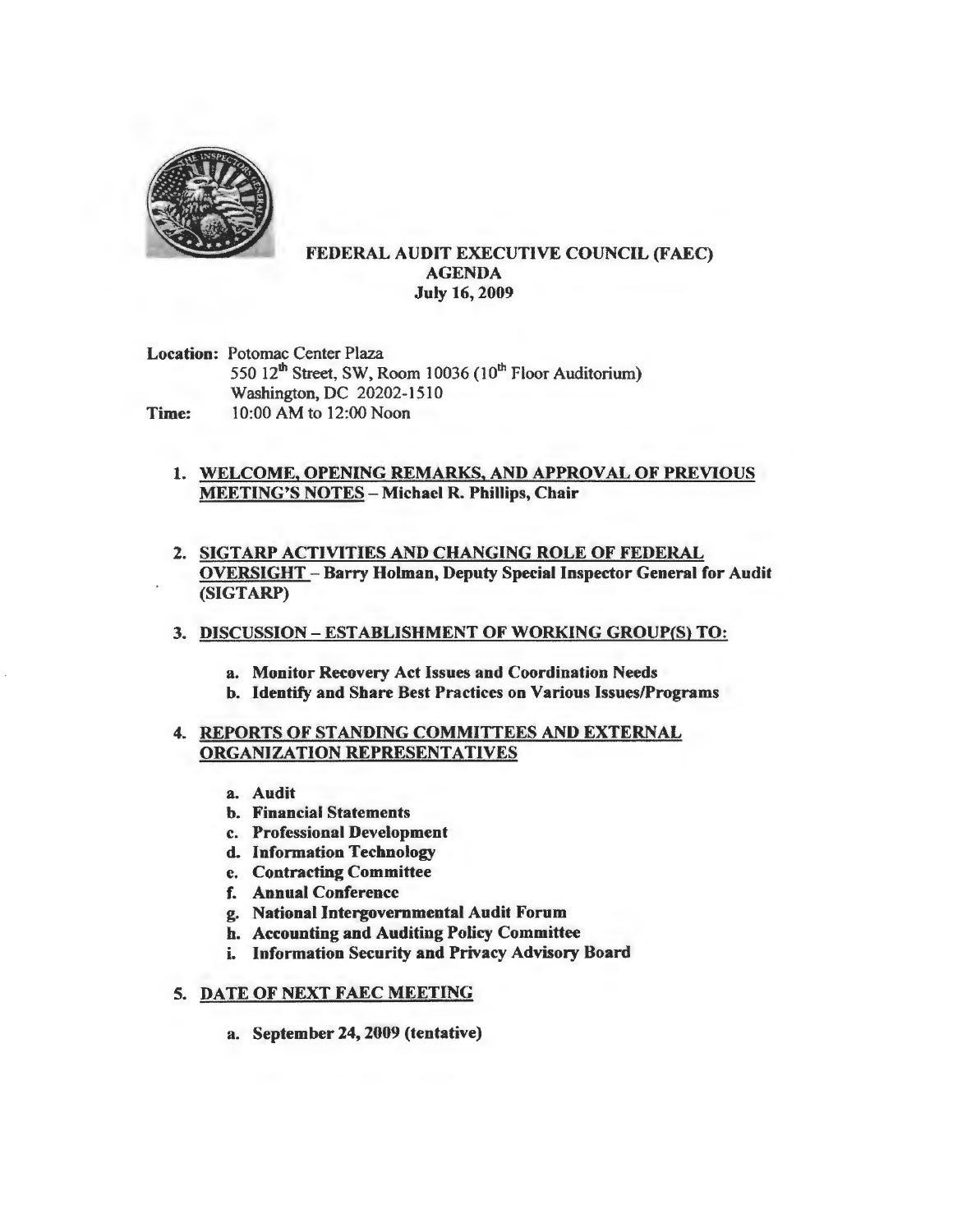**FEDERAL AUDIT EXECUTIVE COUNCIL (FAEC)**
**AGENDA**
**July 16, 2009**

**Location:** Potomac Center Plaza
550 12th Street, SW, Room 10036 (10th Floor Auditorium)
Washington, DC 20202-1510

**Time:** 10:00 AM to 12:00 Noon

1. **<u>WELCOME, OPENING REMARKS, AND APPROVAL OF PREVIOUS MEETING'S NOTES</u> – Michael R. Phillips, Chair**

2. **<u>SIGTARP ACTIVITIES AND CHANGING ROLE OF FEDERAL OVERSIGHT</u> – Barry Holman, Deputy Special Inspector General for Audit (SIGTARP)**

3. **<u>DISCUSSION – ESTABLISHMENT OF WORKING GROUP(S) TO:</u>**

    a. **Monitor Recovery Act Issues and Coordination Needs**
    b. **Identify and Share Best Practices on Various Issues/Programs**

4. **<u>REPORTS OF STANDING COMMITTEES AND EXTERNAL ORGANIZATION REPRESENTATIVES</u>**

    a. **Audit**
    b. **Financial Statements**
    c. **Professional Development**
    d. **Information Technology**
    e. **Contracting Committee**
    f. **Annual Conference**
    g. **National Intergovernmental Audit Forum**
    h. **Accounting and Auditing Policy Committee**
    i. **Information Security and Privacy Advisory Board**

5. **<u>DATE OF NEXT FAEC MEETING</u>**

    a. **September 24, 2009 (tentative)**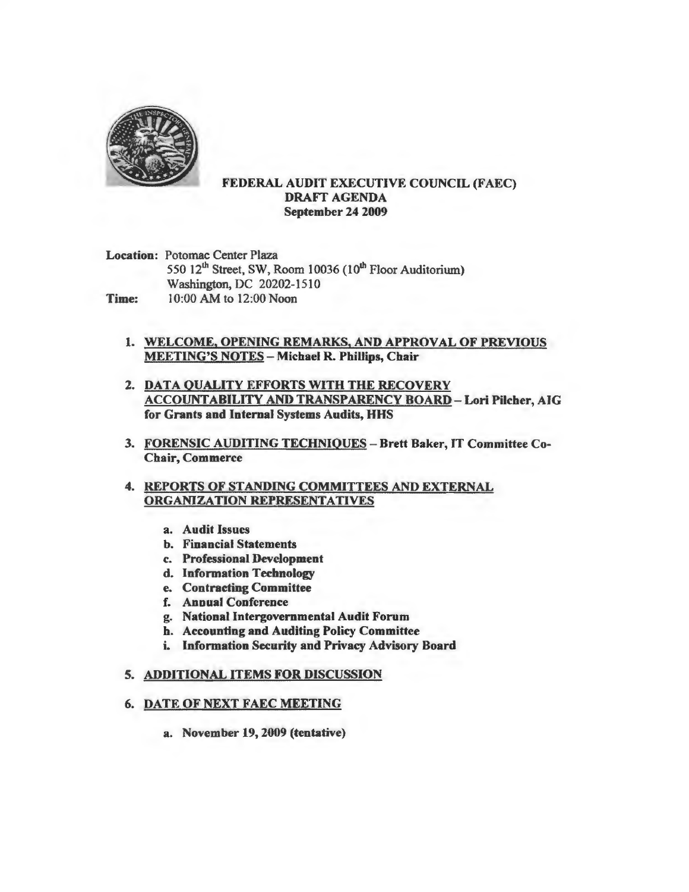# FEDERAL AUDIT EXECUTIVE COUNCIL (FAEC)
## DRAFT AGENDA
### September 24 2009

**Location:** Potomac Center Plaza
550 12th Street, SW, Room 10036 (10th Floor Auditorium)
Washington, DC 20202-1510

**Time:** 10:00 AM to 12:00 Noon

1. <u>WELCOME, OPENING REMARKS, AND APPROVAL OF PREVIOUS MEETING'S NOTES</u> – **Michael R. Phillips, Chair**

2. <u>DATA QUALITY EFFORTS WITH THE RECOVERY ACCOUNTABILITY AND TRANSPARENCY BOARD</u> – **Lori Pilcher, AIG for Grants and Internal Systems Audits, HHS**

3. <u>FORENSIC AUDITING TECHNIQUES</u> – **Brett Baker, IT Committee Co-Chair, Commerce**

4. <u>REPORTS OF STANDING COMMITTEES AND EXTERNAL ORGANIZATION REPRESENTATIVES</u>

   a. **Audit Issues**
   b. **Financial Statements**
   c. **Professional Development**
   d. **Information Technology**
   e. **Contracting Committee**
   f. **Annual Conference**
   g. **National Intergovernmental Audit Forum**
   h. **Accounting and Auditing Policy Committee**
   i. **Information Security and Privacy Advisory Board**

5. <u>ADDITIONAL ITEMS FOR DISCUSSION</u>

6. <u>DATE OF NEXT FAEC MEETING</u>

   a. **November 19, 2009 (tentative)**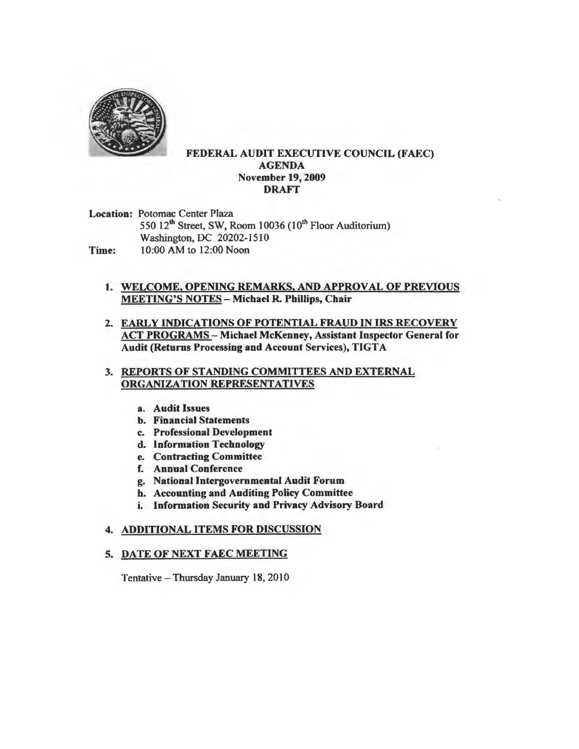**FEDERAL AUDIT EXECUTIVE COUNCIL (FAEC)**
**AGENDA**
**November 19, 2009**
**DRAFT**

**Location:** Potomac Center Plaza
550 12th Street, SW, Room 10036 (10th Floor Auditorium)
Washington, DC 20202-1510

**Time:** 10:00 AM to 12:00 Noon

1. **WELCOME, OPENING REMARKS, AND APPROVAL OF PREVIOUS MEETING'S NOTES – Michael R. Phillips, Chair**

2. **EARLY INDICATIONS OF POTENTIAL FRAUD IN IRS RECOVERY ACT PROGRAMS – Michael McKenney, Assistant Inspector General for Audit (Returns Processing and Account Services), TIGTA**

3. **REPORTS OF STANDING COMMITTEES AND EXTERNAL ORGANIZATION REPRESENTATIVES**

   a. **Audit Issues**
   b. **Financial Statements**
   c. **Professional Development**
   d. **Information Technology**
   e. **Contracting Committee**
   f. **Annual Conference**
   g. **National Intergovernmental Audit Forum**
   h. **Accounting and Auditing Policy Committee**
   i. **Information Security and Privacy Advisory Board**

4. **ADDITIONAL ITEMS FOR DISCUSSION**

5. **DATE OF NEXT FAEC MEETING**

   Tentative – Thursday January 18, 2010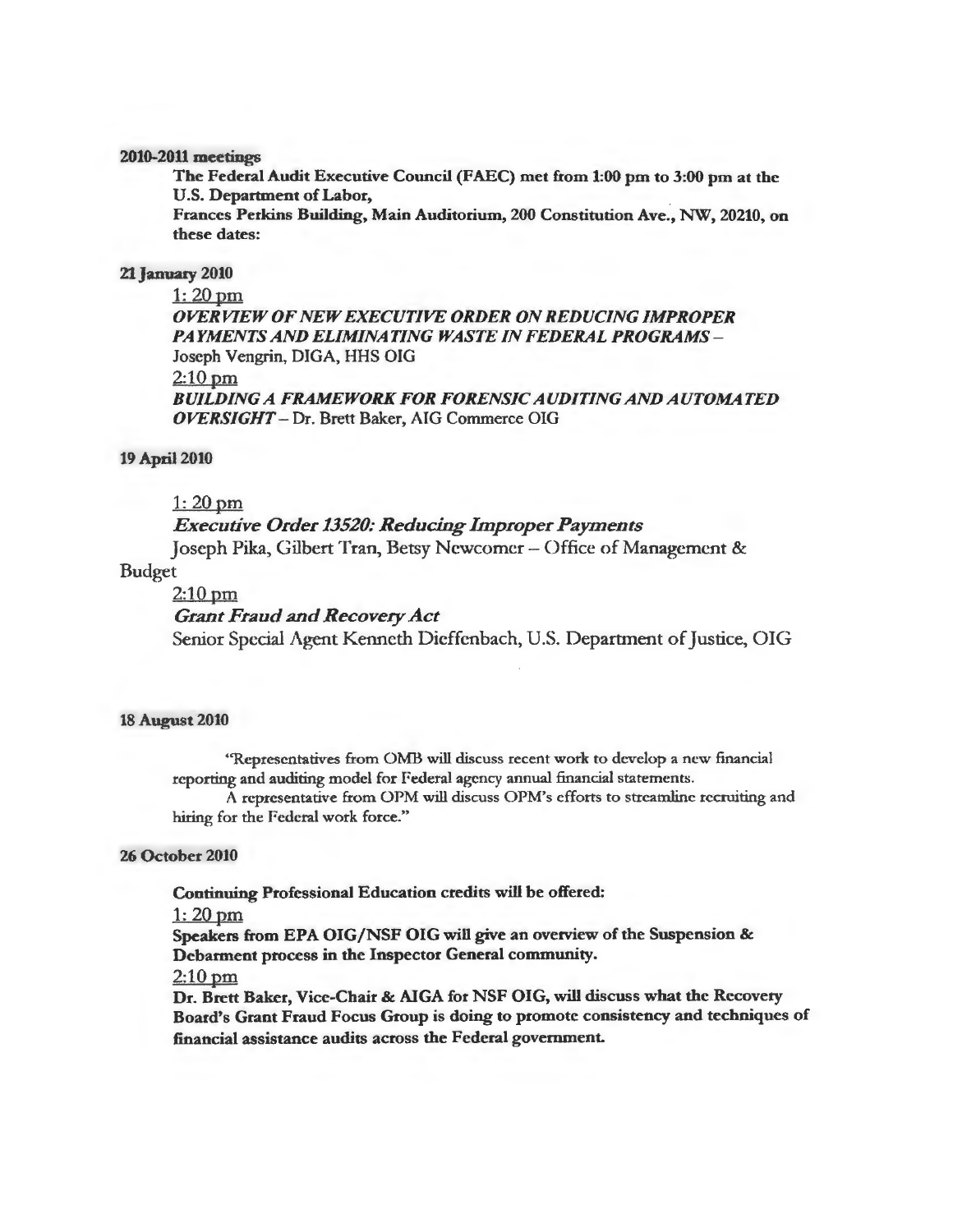**2010-2011 meetings**

**The Federal Audit Executive Council (FAEC) met from 1:00 pm to 3:00 pm at the U.S. Department of Labor,**
**Frances Perkins Building, Main Auditorium, 200 Constitution Ave., NW, 20210, on these dates:**

**21 January 2010**

1: 20 pm
***OVERVIEW OF NEW EXECUTIVE ORDER ON REDUCING IMPROPER PAYMENTS AND ELIMINATING WASTE IN FEDERAL PROGRAMS*** –
Joseph Vengrin, DIGA, HHS OIG
2:10 pm
***BUILDING A FRAMEWORK FOR FORENSIC AUDITING AND AUTOMATED OVERSIGHT*** – Dr. Brett Baker, AIG Commerce OIG

**19 April 2010**

1: 20 pm
***Executive Order 13520: Reducing Improper Payments***
Joseph Pika, Gilbert Tran, Betsy Newcomer – Office of Management & Budget
2:10 pm
***Grant Fraud and Recovery Act***
Senior Special Agent Kenneth Dieffenbach, U.S. Department of Justice, OIG

**18 August 2010**

"Representatives from OMB will discuss recent work to develop a new financial reporting and auditing model for Federal agency annual financial statements.
A representative from OPM will discuss OPM's efforts to streamline recruiting and hiring for the Federal work force."

**26 October 2010**

**Continuing Professional Education credits will be offered:**
1: 20 pm
**Speakers from EPA OIG/NSF OIG will give an overview of the Suspension & Debarment process in the Inspector General community.**
2:10 pm
**Dr. Brett Baker, Vice-Chair & AIGA for NSF OIG, will discuss what the Recovery Board's Grant Fraud Focus Group is doing to promote consistency and techniques of financial assistance audits across the Federal government.**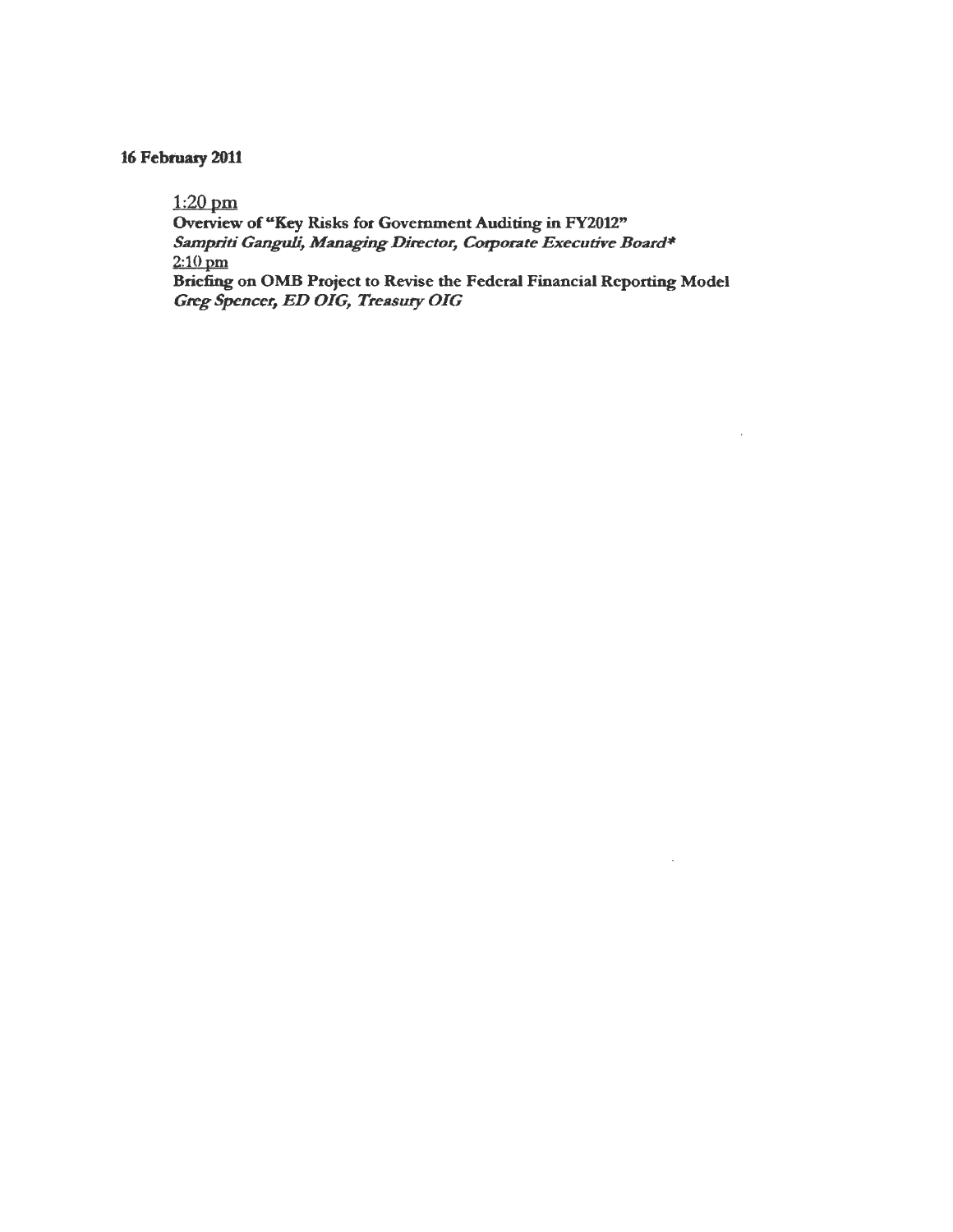**16 February 2011**

1:20 pm
**Overview of "Key Risks for Government Auditing in FY2012"**
***Sampriti Ganguli, Managing Director, Corporate Executive Board****
2:10 pm
**Briefing on OMB Project to Revise the Federal Financial Reporting Model**
***Greg Spencer, ED OIG, Treasury OIG***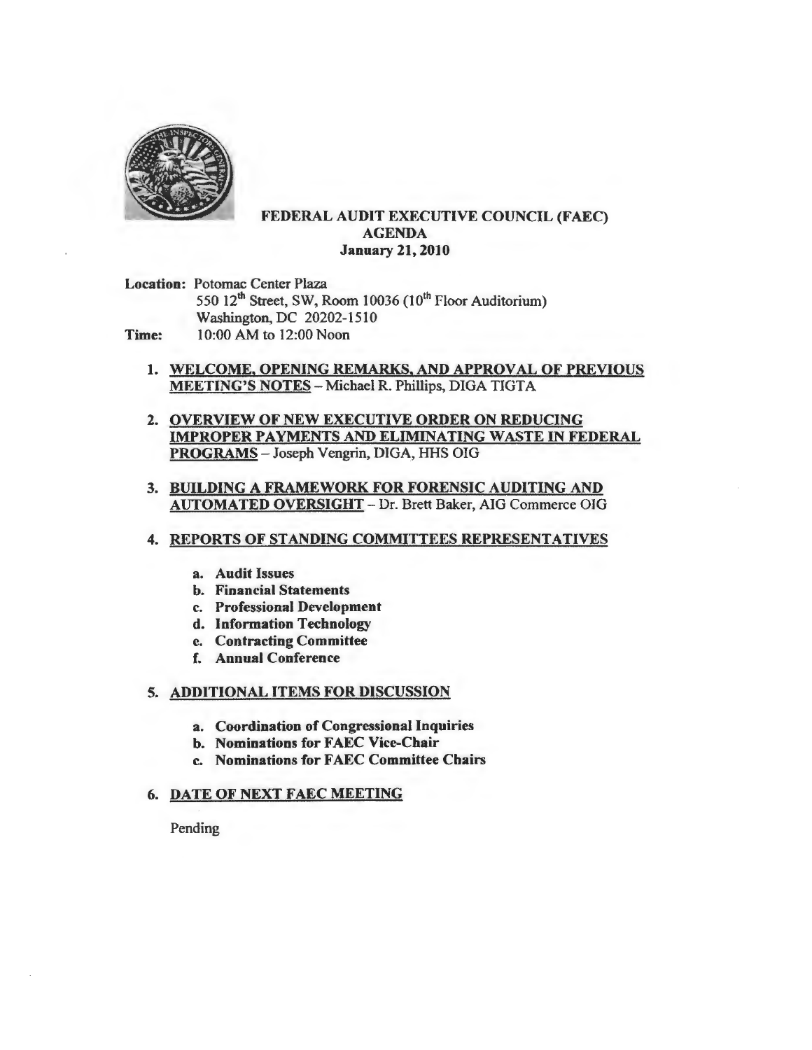# FEDERAL AUDIT EXECUTIVE COUNCIL (FAEC)
## AGENDA
### January 21, 2010

**Location:** Potomac Center Plaza
550 12th Street, SW, Room 10036 (10th Floor Auditorium)
Washington, DC 20202-1510

**Time:** 10:00 AM to 12:00 Noon

1. **WELCOME, OPENING REMARKS, AND APPROVAL OF PREVIOUS MEETING'S NOTES** – Michael R. Phillips, DIGA TIGTA

2. **OVERVIEW OF NEW EXECUTIVE ORDER ON REDUCING IMPROPER PAYMENTS AND ELIMINATING WASTE IN FEDERAL PROGRAMS** – Joseph Vengrin, DIGA, HHS OIG

3. **BUILDING A FRAMEWORK FOR FORENSIC AUDITING AND AUTOMATED OVERSIGHT** – Dr. Brett Baker, AIG Commerce OIG

4. **REPORTS OF STANDING COMMITTEES REPRESENTATIVES**

   a. **Audit Issues**
   b. **Financial Statements**
   c. **Professional Development**
   d. **Information Technology**
   e. **Contracting Committee**
   f. **Annual Conference**

5. **ADDITIONAL ITEMS FOR DISCUSSION**

   a. **Coordination of Congressional Inquiries**
   b. **Nominations for FAEC Vice-Chair**
   c. **Nominations for FAEC Committee Chairs**

6. **DATE OF NEXT FAEC MEETING**

   Pending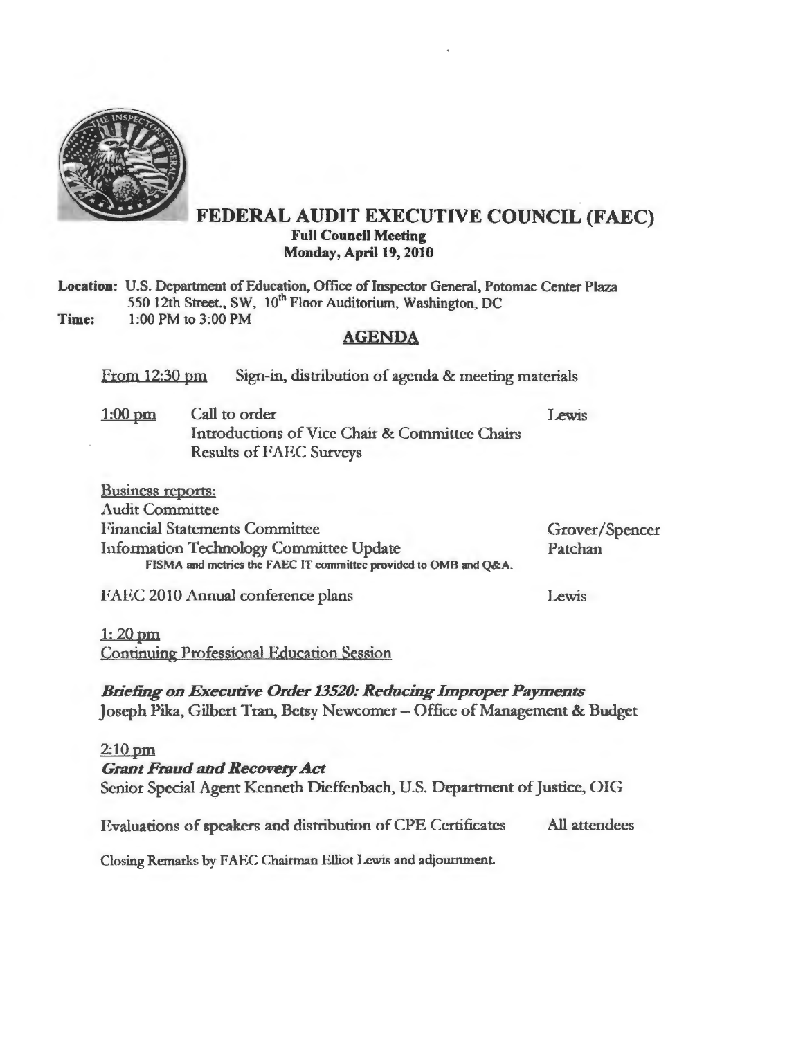# FEDERAL AUDIT EXECUTIVE COUNCIL (FAEC)

**Full Council Meeting**
**Monday, April 19, 2010**

**Location:** U.S. Department of Education, Office of Inspector General, Potomac Center Plaza
550 12th Street., SW, 10th Floor Auditorium, Washington, DC
**Time:** 1:00 PM to 3:00 PM

## AGENDA

From 12:30 pm — Sign-in, distribution of agenda & meeting materials

1:00 pm — Call to order — Lewis
Introductions of Vice Chair & Committee Chairs
Results of FAEC Surveys

Business reports:
Audit Committee
Financial Statements Committee — Grover/Spencer
Information Technology Committee Update — Patchan
FISMA and metrics the FAEC IT committee provided to OMB and Q&A.

FAEC 2010 Annual conference plans — Lewis

1: 20 pm
Continuing Professional Education Session

***Briefing on Executive Order 13520: Reducing Improper Payments***
Joseph Pika, Gilbert Tran, Betsy Newcomer – Office of Management & Budget

2:10 pm
***Grant Fraud and Recovery Act***
Senior Special Agent Kenneth Dieffenbach, U.S. Department of Justice, OIG

Evaluations of speakers and distribution of CPE Certificates — All attendees

Closing Remarks by FAEC Chairman Elliot Lewis and adjournment.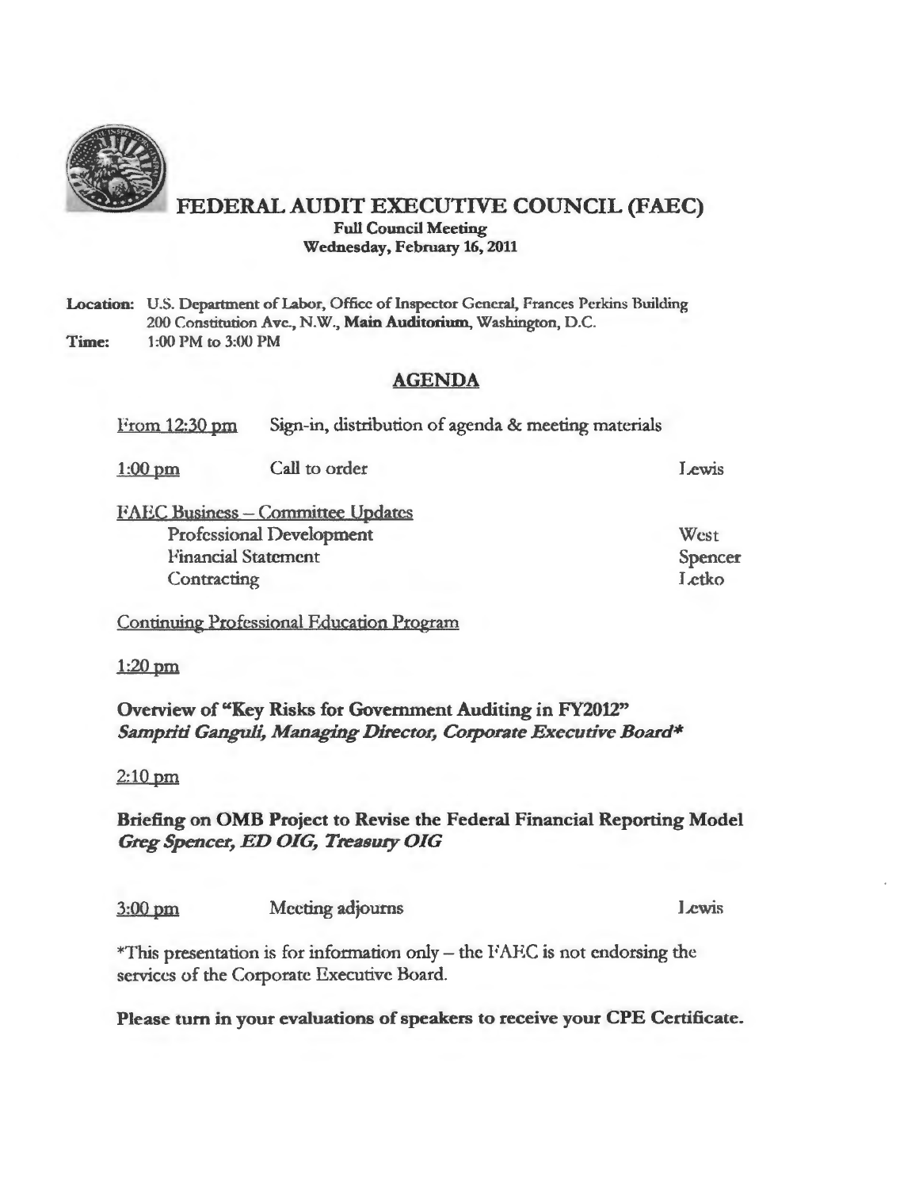# FEDERAL AUDIT EXECUTIVE COUNCIL (FAEC)

**Full Council Meeting**
**Wednesday, February 16, 2011**

**Location:** U.S. Department of Labor, Office of Inspector General, Frances Perkins Building 200 Constitution Ave., N.W., **Main Auditorium**, Washington, D.C.
**Time:** 1:00 PM to 3:00 PM

## AGENDA

From 12:30 pm — Sign-in, distribution of agenda & meeting materials

1:00 pm — Call to order — Lewis

FAEC Business – Committee Updates

- Professional Development — West
- Financial Statement — Spencer
- Contracting — Letko

Continuing Professional Education Program

1:20 pm

**Overview of "Key Risks for Government Auditing in FY2012"**
***Sampriti Ganguli, Managing Director, Corporate Executive Board****

2:10 pm

**Briefing on OMB Project to Revise the Federal Financial Reporting Model**
***Greg Spencer, ED OIG, Treasury OIG***

3:00 pm — Meeting adjourns — Lewis

*This presentation is for information only – the FAEC is not endorsing the services of the Corporate Executive Board.

**Please turn in your evaluations of speakers to receive your CPE Certificate.**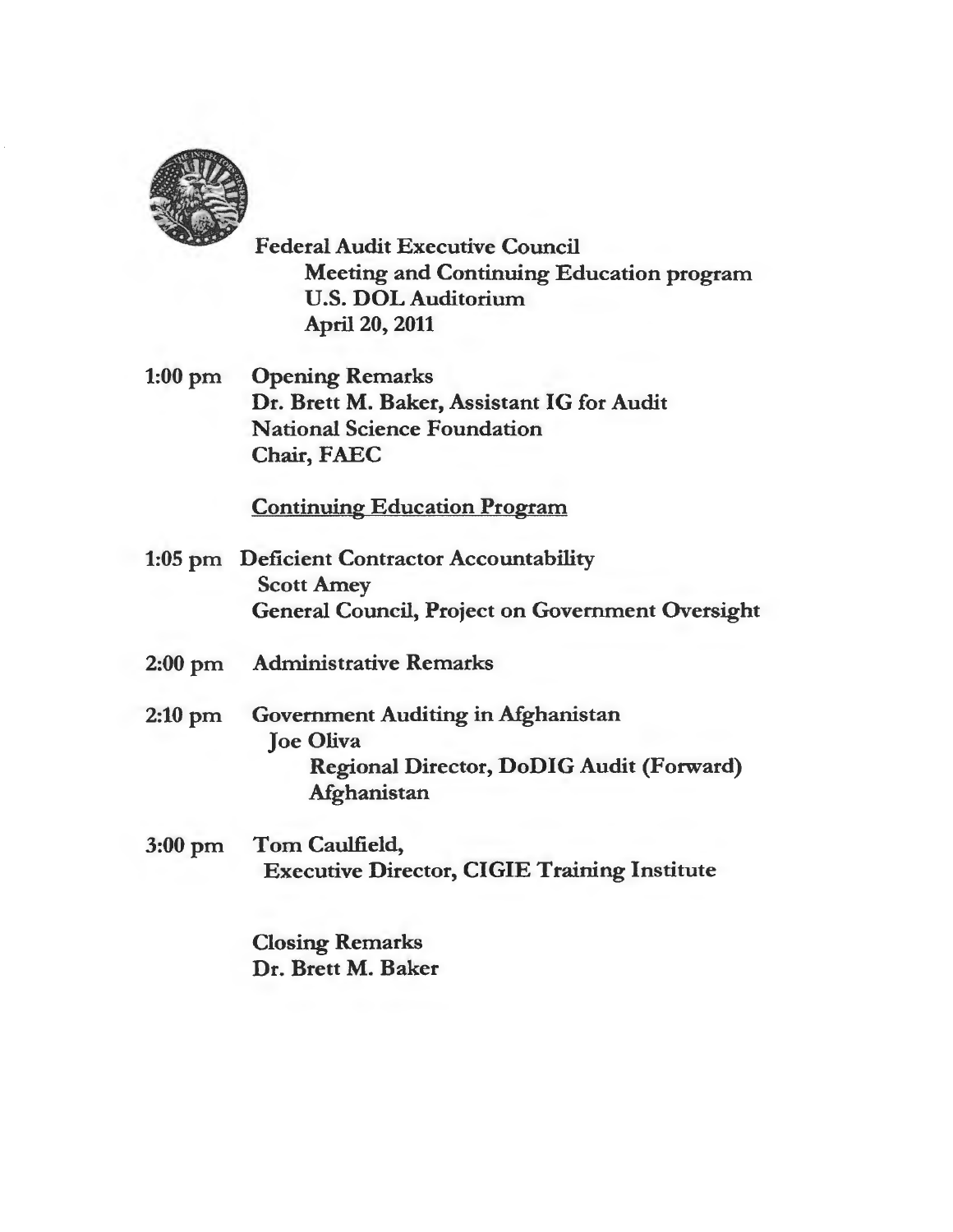**Federal Audit Executive Council**
**Meeting and Continuing Education program**
**U.S. DOL Auditorium**
**April 20, 2011**

**1:00 pm** **Opening Remarks**
**Dr. Brett M. Baker, Assistant IG for Audit**
**National Science Foundation**
**Chair, FAEC**

**<u>Continuing Education Program</u>**

**1:05 pm** **Deficient Contractor Accountability**
**Scott Amey**
**General Council, Project on Government Oversight**

**2:00 pm** **Administrative Remarks**

**2:10 pm** **Government Auditing in Afghanistan**
**Joe Oliva**
**Regional Director, DoDIG Audit (Forward)**
**Afghanistan**

**3:00 pm** **Tom Caulfield,**
**Executive Director, CIGIE Training Institute**

**Closing Remarks**
**Dr. Brett M. Baker**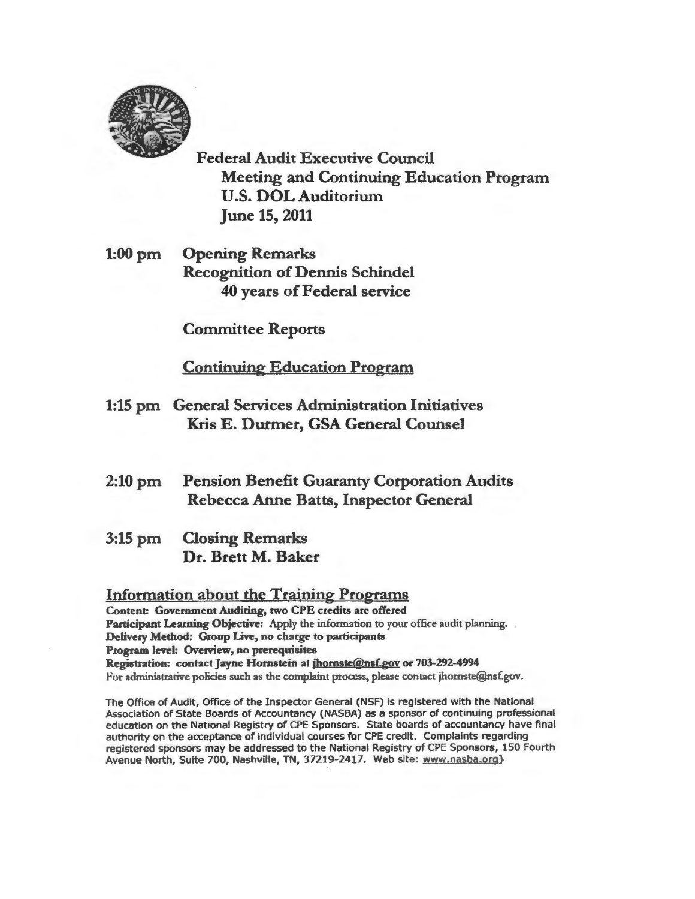# Federal Audit Executive Council

## Meeting and Continuing Education Program

## U.S. DOL Auditorium

## June 15, 2011

**1:00 pm Opening Remarks**
**Recognition of Dennis Schindel**
**40 years of Federal service**

**Committee Reports**

**Continuing Education Program**

**1:15 pm General Services Administration Initiatives**
**Kris E. Durmer, GSA General Counsel**

**2:10 pm Pension Benefit Guaranty Corporation Audits**
**Rebecca Anne Batts, Inspector General**

**3:15 pm Closing Remarks**
**Dr. Brett M. Baker**

## Information about the Training Programs

**Content: Government Auditing, two CPE credits are offered**
**Participant Learning Objective:** Apply the information to your office audit planning.
**Delivery Method: Group Live, no charge to participants**
**Program level: Overview, no prerequisites**
**Registration: contact Jayne Hornstein at jhornste@nsf.gov or 703-292-4994**
For administrative policies such as the complaint process, please contact jhornste@nsf.gov.

The Office of Audit, Office of the Inspector General (NSF) is registered with the National Association of State Boards of Accountancy (NASBA) as a sponsor of continuing professional education on the National Registry of CPE Sponsors. State boards of accountancy have final authority on the acceptance of individual courses for CPE credit. Complaints regarding registered sponsors may be addressed to the National Registry of CPE Sponsors, 150 Fourth Avenue North, Suite 700, Nashville, TN, 37219-2417. Web site: www.nasba.org}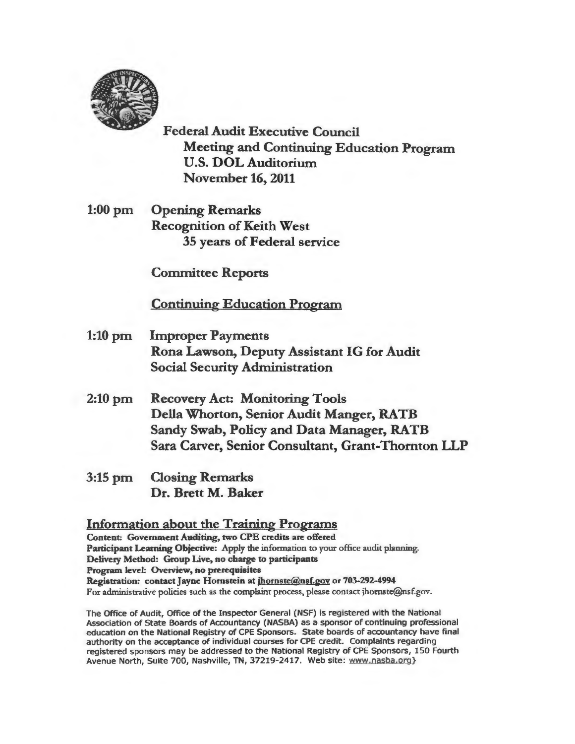# Federal Audit Executive Council

## Meeting and Continuing Education Program

## U.S. DOL Auditorium

## November 16, 2011

**1:00 pm** **Opening Remarks**
**Recognition of Keith West**
**35 years of Federal service**

**Committee Reports**

**Continuing Education Program**

**1:10 pm** **Improper Payments**
**Rona Lawson, Deputy Assistant IG for Audit**
**Social Security Administration**

**2:10 pm** **Recovery Act: Monitoring Tools**
**Della Whorton, Senior Audit Manger, RATB**
**Sandy Swab, Policy and Data Manager, RATB**
**Sara Carver, Senior Consultant, Grant-Thornton LLP**

**3:15 pm** **Closing Remarks**
**Dr. Brett M. Baker**

### Information about the Training Programs

**Content: Government Auditing, two CPE credits are offered**
**Participant Learning Objective:** Apply the information to your office audit planning.
**Delivery Method: Group Live, no charge to participants**
**Program level: Overview, no prerequisites**
**Registration: contact Jayne Hornstein at jhornste@nsf.gov or 703-292-4994**
For administrative policies such as the complaint process, please contact jhornste@nsf.gov.

The Office of Audit, Office of the Inspector General (NSF) is registered with the National Association of State Boards of Accountancy (NASBA) as a sponsor of continuing professional education on the National Registry of CPE Sponsors. State boards of accountancy have final authority on the acceptance of individual courses for CPE credit. Complaints regarding registered sponsors may be addressed to the National Registry of CPE Sponsors, 150 Fourth Avenue North, Suite 700, Nashville, TN, 37219-2417. Web site: www.nasba.org}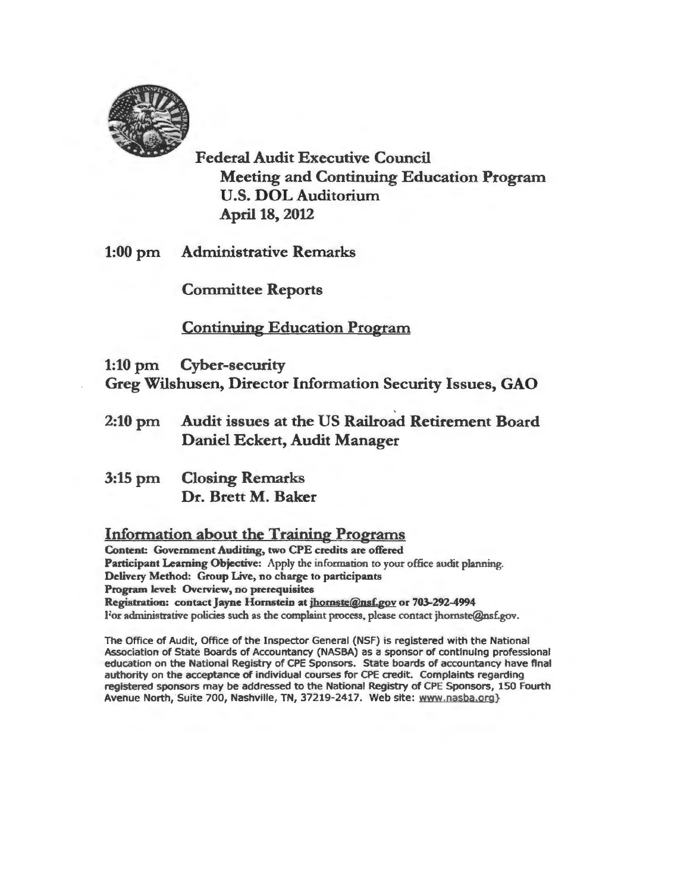**Federal Audit Executive Council**
**Meeting and Continuing Education Program**
**U.S. DOL Auditorium**
**April 18, 2012**

**1:00 pm Administrative Remarks**

**Committee Reports**

**Continuing Education Program**

**1:10 pm Cyber-security**
**Greg Wilshusen, Director Information Security Issues, GAO**

**2:10 pm Audit issues at the US Railroad Retirement Board**
**Daniel Eckert, Audit Manager**

**3:15 pm Closing Remarks**
**Dr. Brett M. Baker**

## Information about the Training Programs

**Content: Government Auditing, two CPE credits are offered**
**Participant Learning Objective:** Apply the information to your office audit planning.
**Delivery Method: Group Live, no charge to participants**
**Program level: Overview, no prerequisites**
**Registration: contact Jayne Hornstein at jhornste@nsf.gov or 703-292-4994**
For administrative policies such as the complaint process, please contact jhornste@nsf.gov.

The Office of Audit, Office of the Inspector General (NSF) is registered with the National Association of State Boards of Accountancy (NASBA) as a sponsor of continuing professional education on the National Registry of CPE Sponsors. State boards of accountancy have final authority on the acceptance of individual courses for CPE credit. Complaints regarding registered sponsors may be addressed to the National Registry of CPE Sponsors, 150 Fourth Avenue North, Suite 700, Nashville, TN, 37219-2417. Web site: www.nasba.org}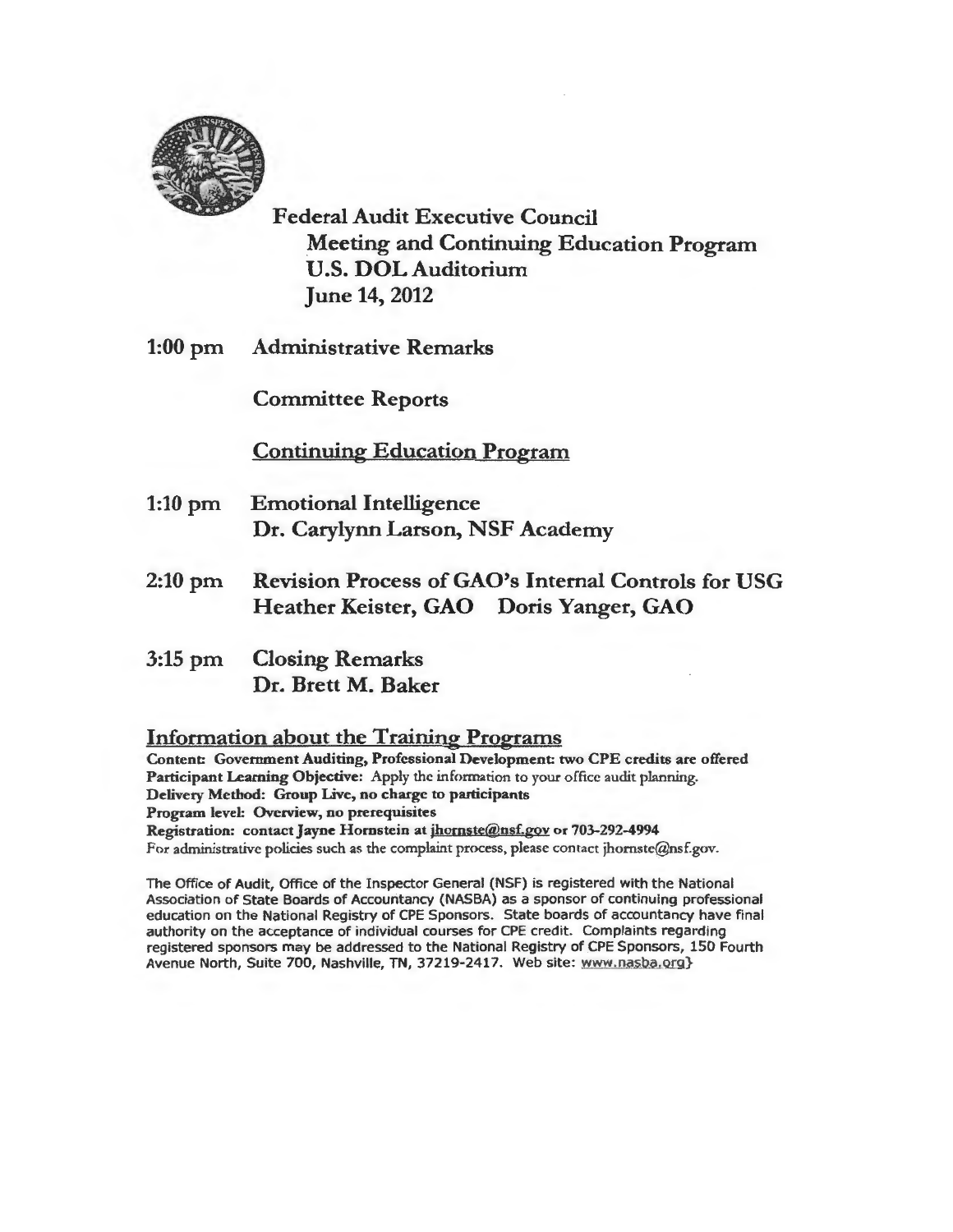# Federal Audit Executive Council

## Meeting and Continuing Education Program

## U.S. DOL Auditorium

## June 14, 2012

**1:00 pm** **Administrative Remarks**

**Committee Reports**

<u>**Continuing Education Program**</u>

**1:10 pm** **Emotional Intelligence**
**Dr. Carylynn Larson, NSF Academy**

**2:10 pm** **Revision Process of GAO's Internal Controls for USG**
**Heather Keister, GAO Doris Yanger, GAO**

**3:15 pm** **Closing Remarks**
**Dr. Brett M. Baker**

### <u>Information about the Training Programs</u>

**Content: Government Auditing, Professional Development: two CPE credits are offered**
**Participant Learning Objective:** Apply the information to your office audit planning.
**Delivery Method: Group Live, no charge to participants**
**Program level: Overview, no prerequisites**
**Registration: contact Jayne Hornstein at jhornste@nsf.gov or 703-292-4994**
For administrative policies such as the complaint process, please contact jhornste@nsf.gov.

The Office of Audit, Office of the Inspector General (NSF) is registered with the National Association of State Boards of Accountancy (NASBA) as a sponsor of continuing professional education on the National Registry of CPE Sponsors. State boards of accountancy have final authority on the acceptance of individual courses for CPE credit. Complaints regarding registered sponsors may be addressed to the National Registry of CPE Sponsors, 150 Fourth Avenue North, Suite 700, Nashville, TN, 37219-2417. Web site: www.nasba.org}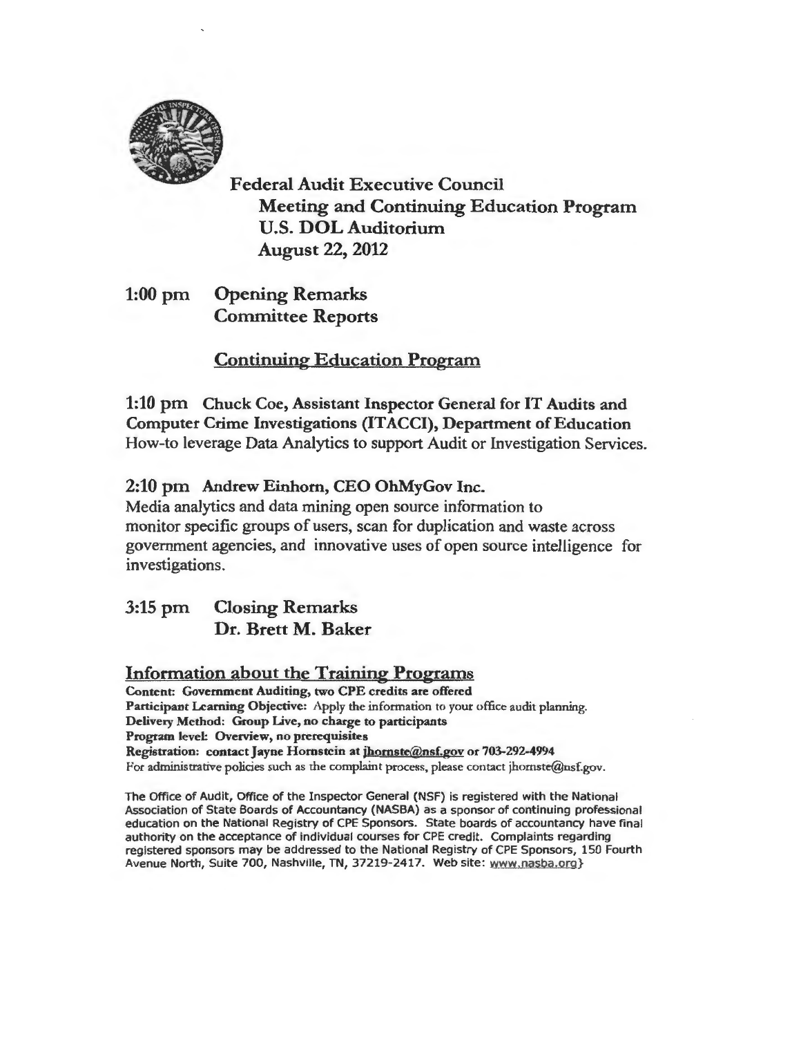# Federal Audit Executive Council

## Meeting and Continuing Education Program

## U.S. DOL Auditorium

## August 22, 2012

**1:00 pm Opening Remarks**
**Committee Reports**

## Continuing Education Program

**1:10 pm Chuck Coe, Assistant Inspector General for IT Audits and Computer Crime Investigations (ITACCI), Department of Education**
How-to leverage Data Analytics to support Audit or Investigation Services.

**2:10 pm Andrew Einhorn, CEO OhMyGov Inc.**
Media analytics and data mining open source information to monitor specific groups of users, scan for duplication and waste across government agencies, and innovative uses of open source intelligence for investigations.

**3:15 pm Closing Remarks**
**Dr. Brett M. Baker**

## Information about the Training Programs

**Content: Government Auditing, two CPE credits are offered**
**Participant Learning Objective:** Apply the information to your office audit planning.
**Delivery Method: Group Live, no charge to participants**
**Program level: Overview, no prerequisites**
**Registration: contact Jayne Hornstein at jhornste@nsf.gov or 703-292-4994**
For administrative policies such as the complaint process, please contact jhornste@nsf.gov.

The Office of Audit, Office of the Inspector General (NSF) is registered with the National Association of State Boards of Accountancy (NASBA) as a sponsor of continuing professional education on the National Registry of CPE Sponsors. State boards of accountancy have final authority on the acceptance of individual courses for CPE credit. Complaints regarding registered sponsors may be addressed to the National Registry of CPE Sponsors, 150 Fourth Avenue North, Suite 700, Nashville, TN, 37219-2417. Web site: www.nasba.org}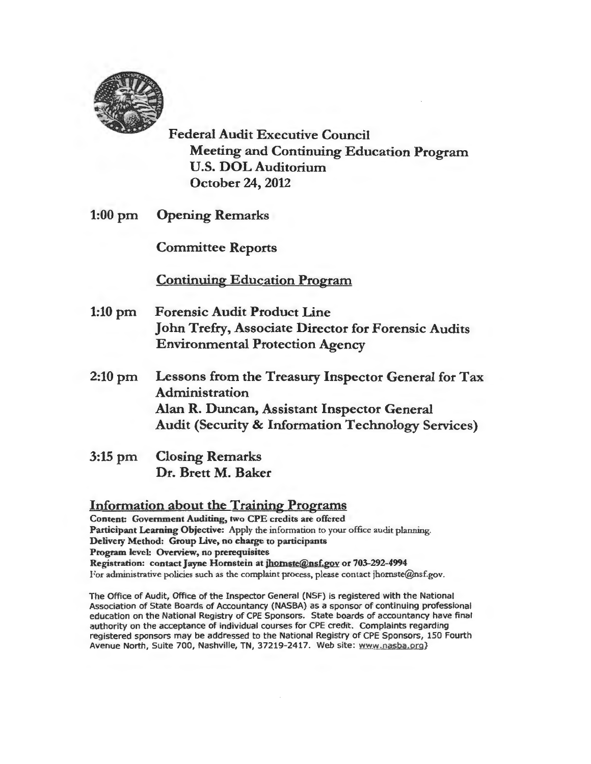# Federal Audit Executive Council

## Meeting and Continuing Education Program

## U.S. DOL Auditorium

## October 24, 2012

**1:00 pm** **Opening Remarks**

**Committee Reports**

**Continuing Education Program**

**1:10 pm** **Forensic Audit Product Line**
**John Trefry, Associate Director for Forensic Audits**
**Environmental Protection Agency**

**2:10 pm** **Lessons from the Treasury Inspector General for Tax Administration**
**Alan R. Duncan, Assistant Inspector General**
**Audit (Security & Information Technology Services)**

**3:15 pm** **Closing Remarks**
**Dr. Brett M. Baker**

## Information about the Training Programs

**Content: Government Auditing, two CPE credits are offered**
**Participant Learning Objective:** Apply the information to your office audit planning.
**Delivery Method: Group Live, no charge to participants**
**Program level: Overview, no prerequisites**
**Registration: contact Jayne Hornstein at jhornste@nsf.gov or 703-292-4994**
For administrative policies such as the complaint process, please contact jhornste@nsf.gov.

The Office of Audit, Office of the Inspector General (NSF) is registered with the National Association of State Boards of Accountancy (NASBA) as a sponsor of continuing professional education on the National Registry of CPE Sponsors. State boards of accountancy have final authority on the acceptance of individual courses for CPE credit. Complaints regarding registered sponsors may be addressed to the National Registry of CPE Sponsors, 150 Fourth Avenue North, Suite 700, Nashville, TN, 37219-2417. Web site: www.nasba.org}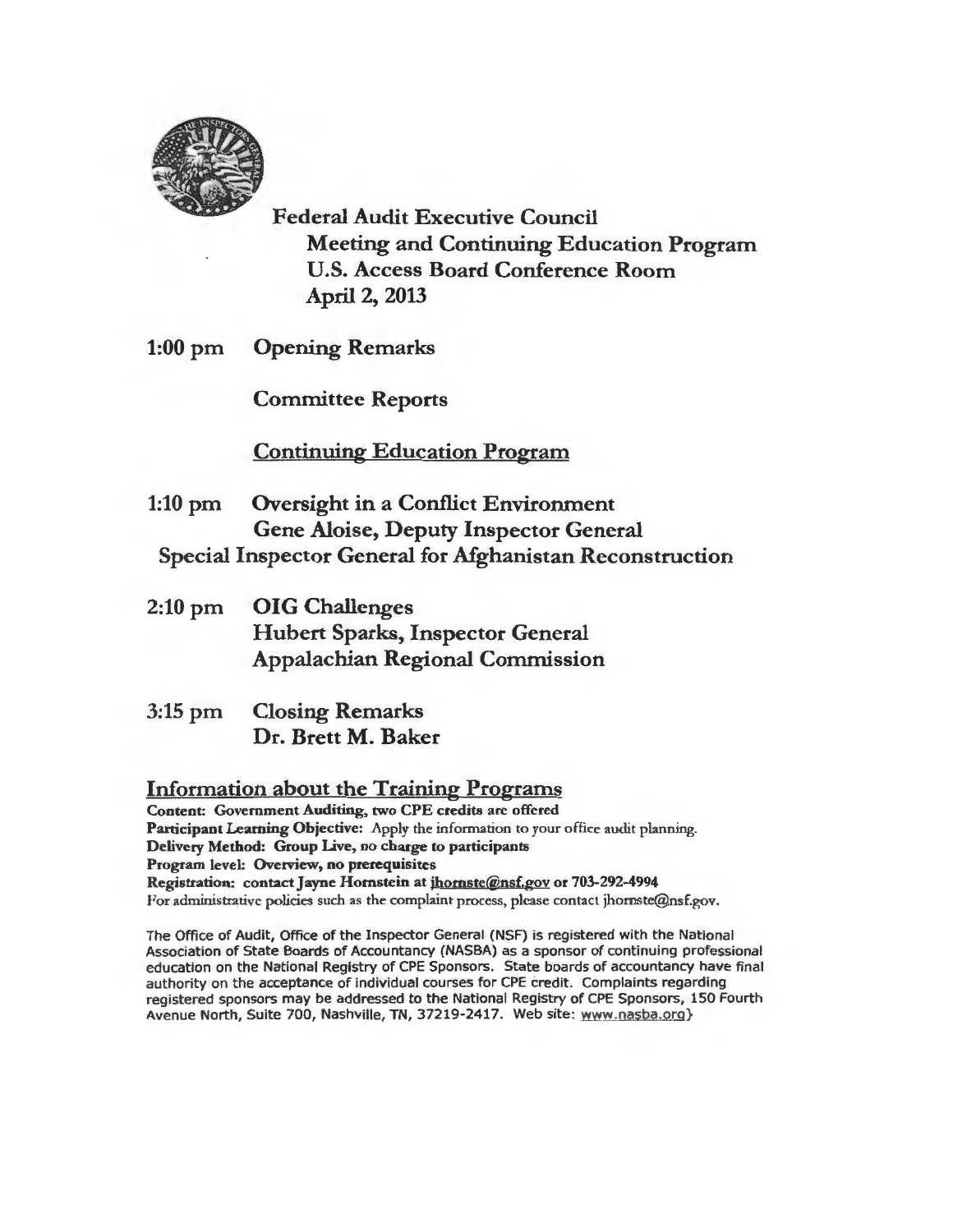**Federal Audit Executive Council**
**Meeting and Continuing Education Program**
**U.S. Access Board Conference Room**
**April 2, 2013**

**1:00 pm Opening Remarks**

**Committee Reports**

**Continuing Education Program**

**1:10 pm Oversight in a Conflict Environment**
**Gene Aloise, Deputy Inspector General**
**Special Inspector General for Afghanistan Reconstruction**

**2:10 pm OIG Challenges**
**Hubert Sparks, Inspector General**
**Appalachian Regional Commission**

**3:15 pm Closing Remarks**
**Dr. Brett M. Baker**

## Information about the Training Programs

**Content: Government Auditing, two CPE credits are offered**
**Participant Learning Objective:** Apply the information to your office audit planning.
**Delivery Method: Group Live, no charge to participants**
**Program level: Overview, no prerequisites**
**Registration: contact Jayne Hornstein at jhornste@nsf.gov or 703-292-4994**
For administrative policies such as the complaint process, please contact jhornste@nsf.gov.

The Office of Audit, Office of the Inspector General (NSF) is registered with the National Association of State Boards of Accountancy (NASBA) as a sponsor of continuing professional education on the National Registry of CPE Sponsors. State boards of accountancy have final authority on the acceptance of individual courses for CPE credit. Complaints regarding registered sponsors may be addressed to the National Registry of CPE Sponsors, 150 Fourth Avenue North, Suite 700, Nashville, TN, 37219-2417. Web site: www.nasba.org}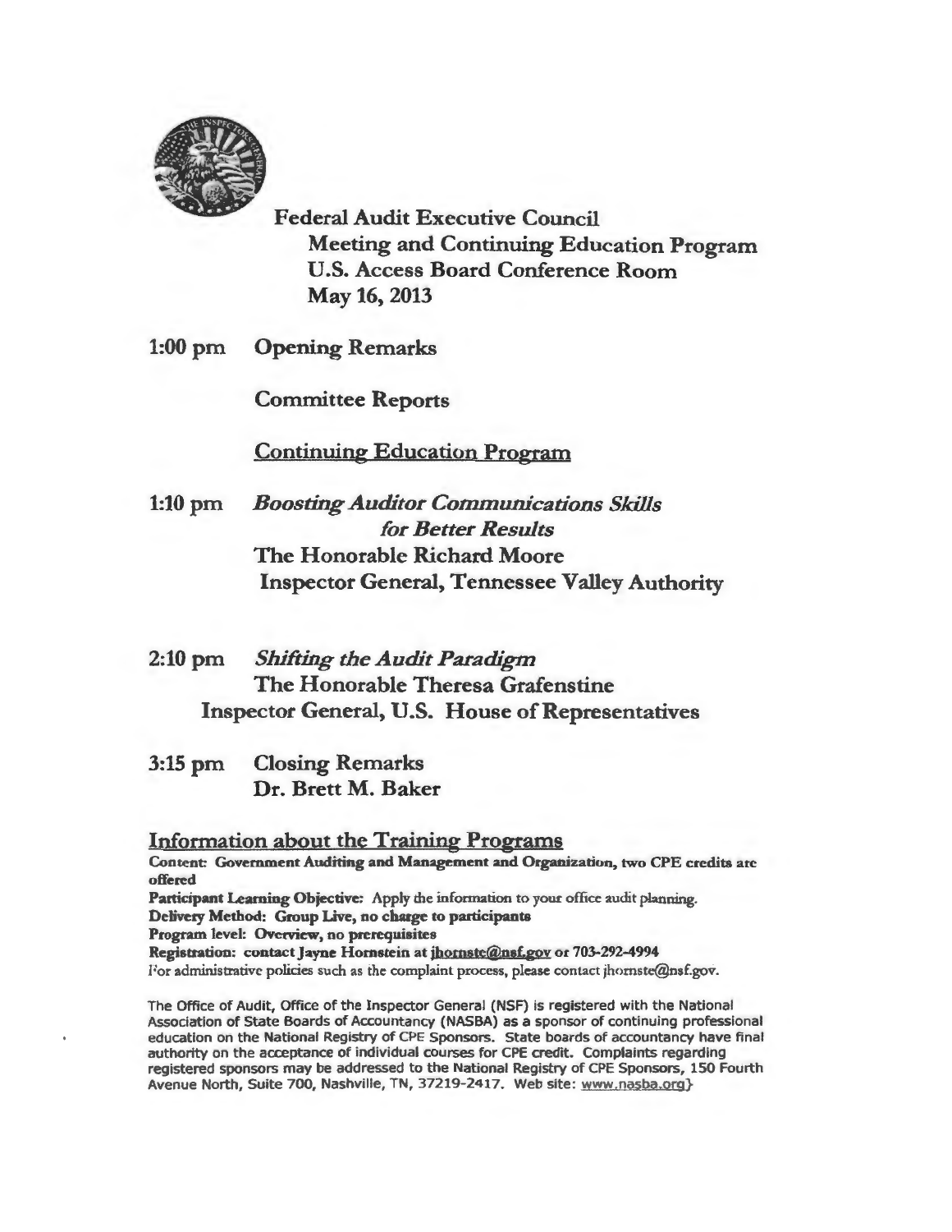# Federal Audit Executive Council

## Meeting and Continuing Education Program

## U.S. Access Board Conference Room

## May 16, 2013

**1:00 pm Opening Remarks**

**Committee Reports**

**Continuing Education Program**

**1:10 pm** ***Boosting Auditor Communications Skills for Better Results***
**The Honorable Richard Moore**
**Inspector General, Tennessee Valley Authority**

**2:10 pm** ***Shifting the Audit Paradigm***
**The Honorable Theresa Grafenstine**
**Inspector General, U.S. House of Representatives**

**3:15 pm Closing Remarks**
**Dr. Brett M. Baker**

## Information about the Training Programs

**Content: Government Auditing and Management and Organization, two CPE credits are offered**
**Participant Learning Objective:** Apply the information to your office audit planning.
**Delivery Method: Group Live, no charge to participants**
**Program level: Overview, no prerequisites**
**Registration: contact Jayne Hornstein at jhornste@nsf.gov or 703-292-4994**
For administrative policies such as the complaint process, please contact jhornste@nsf.gov.

The Office of Audit, Office of the Inspector General (NSF) is registered with the National Association of State Boards of Accountancy (NASBA) as a sponsor of continuing professional education on the National Registry of CPE Sponsors. State boards of accountancy have final authority on the acceptance of individual courses for CPE credit. Complaints regarding registered sponsors may be addressed to the National Registry of CPE Sponsors, 150 Fourth Avenue North, Suite 700, Nashville, TN, 37219-2417. Web site: www.nasba.org}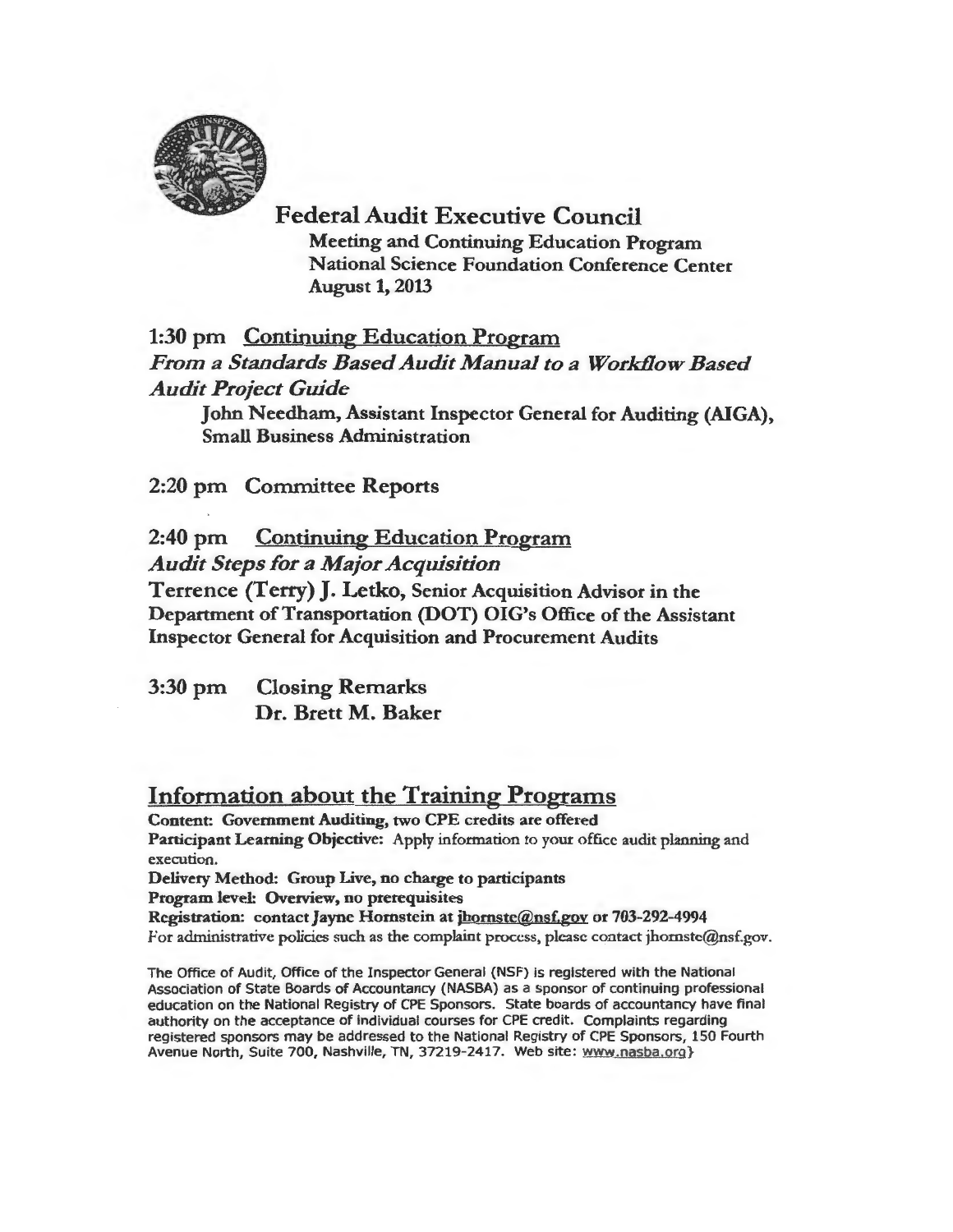# Federal Audit Executive Council

**Meeting and Continuing Education Program**
**National Science Foundation Conference Center**
**August 1, 2013**

**1:30 pm** Continuing Education Program

***From a Standards Based Audit Manual to a Workflow Based Audit Project Guide***

**John Needham, Assistant Inspector General for Auditing (AIGA), Small Business Administration**

**2:20 pm** Committee Reports

**2:40 pm** Continuing Education Program

***Audit Steps for a Major Acquisition***

**Terrence (Terry) J. Letko, Senior Acquisition Advisor in the Department of Transportation (DOT) OIG's Office of the Assistant Inspector General for Acquisition and Procurement Audits**

**3:30 pm** Closing Remarks
**Dr. Brett M. Baker**

## Information about the Training Programs

**Content: Government Auditing, two CPE credits are offered**
**Participant Learning Objective:** Apply information to your office audit planning and execution.
**Delivery Method: Group Live, no charge to participants**
**Program level: Overview, no prerequisites**
**Registration: contact Jayne Hornstein at jhornste@nsf.gov or 703-292-4994**
For administrative policies such as the complaint process, please contact jhornste@nsf.gov.

The Office of Audit, Office of the Inspector General (NSF) is registered with the National Association of State Boards of Accountancy (NASBA) as a sponsor of continuing professional education on the National Registry of CPE Sponsors. State boards of accountancy have final authority on the acceptance of individual courses for CPE credit. Complaints regarding registered sponsors may be addressed to the National Registry of CPE Sponsors, 150 Fourth Avenue North, Suite 700, Nashville, TN, 37219-2417. Web site: www.nasba.org)